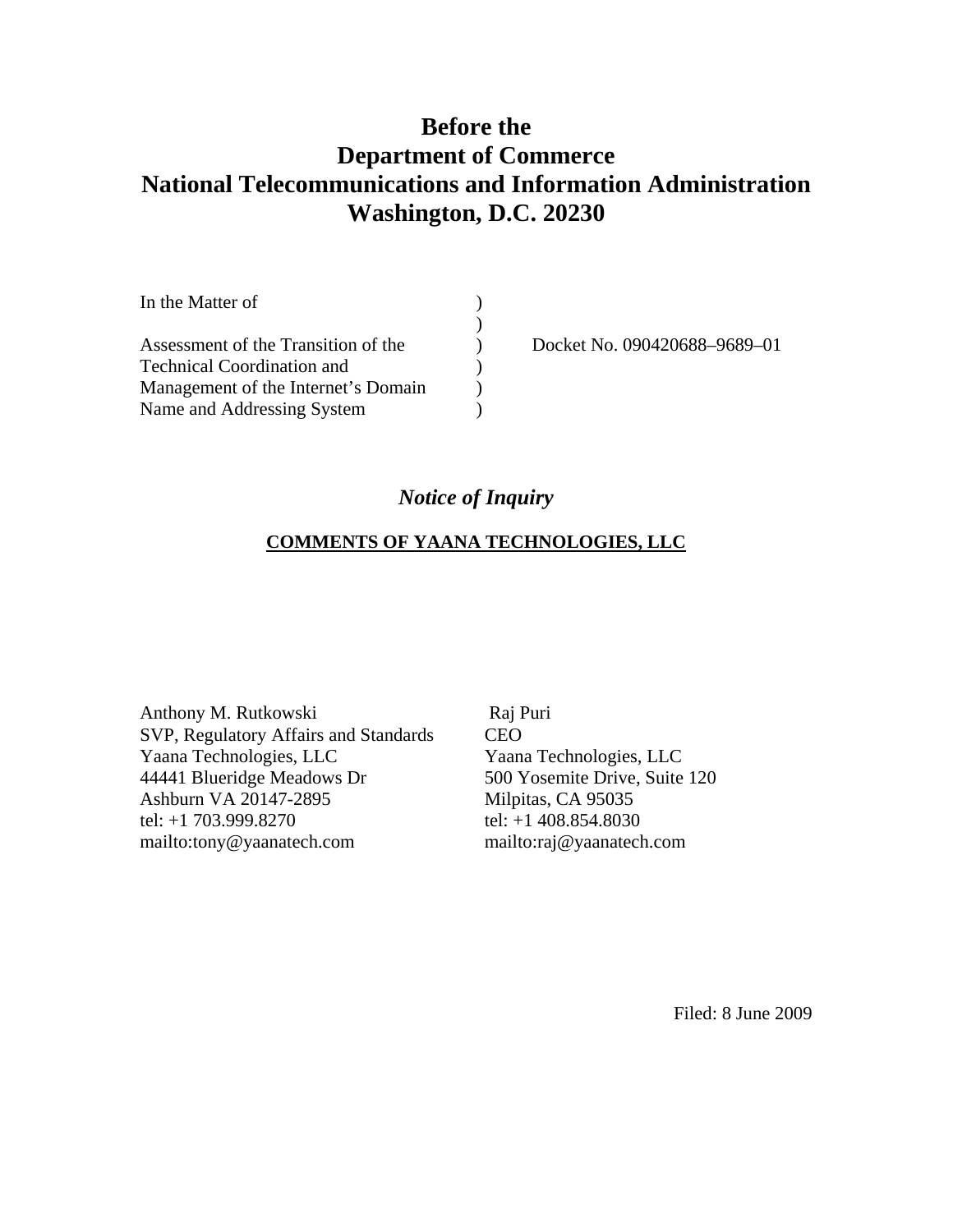# Before the
# Department of Commerce
# National Telecommunications and Information Administration
# Washington, D.C. 20230

| | | |
|---|---|---|
| In the Matter of | ) | |
| | ) | |
| Assessment of the Transition of the | ) | Docket No. 090420688–9689–01 |
| Technical Coordination and | ) | |
| Management of the Internet's Domain | ) | |
| Name and Addressing System | ) | |

## *Notice of Inquiry*

**<u>COMMENTS OF YAANA TECHNOLOGIES, LLC</u>**

Anthony M. Rutkowski
SVP, Regulatory Affairs and Standards
Yaana Technologies, LLC
44441 Blueridge Meadows Dr
Ashburn VA 20147-2895
tel: +1 703.999.8270
mailto:tony@yaanatech.com

Raj Puri
CEO
Yaana Technologies, LLC
500 Yosemite Drive, Suite 120
Milpitas, CA 95035
tel: +1 408.854.8030
mailto:raj@yaanatech.com

Filed: 8 June 2009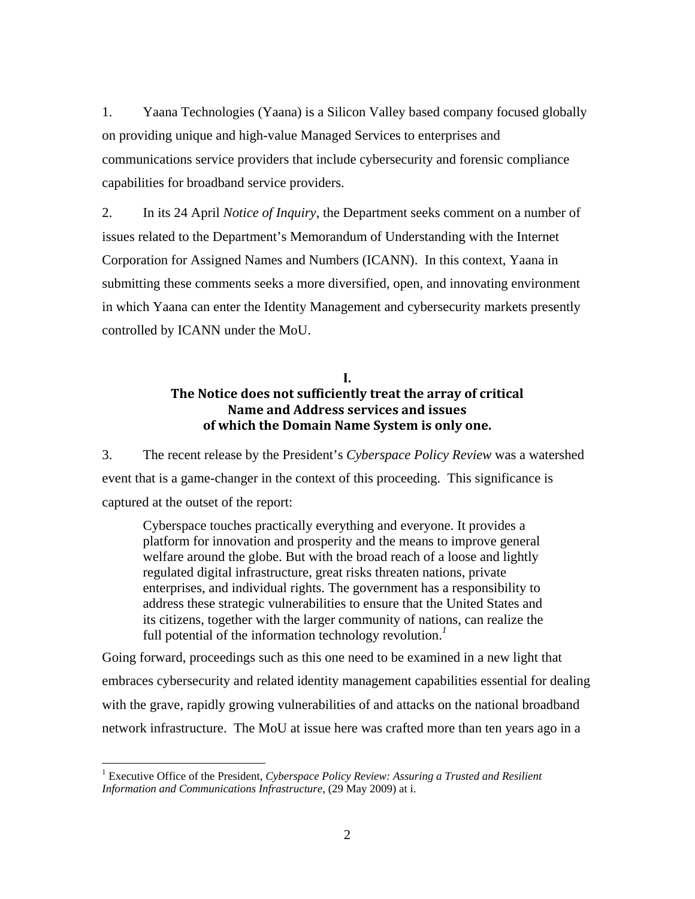1. Yaana Technologies (Yaana) is a Silicon Valley based company focused globally on providing unique and high-value Managed Services to enterprises and communications service providers that include cybersecurity and forensic compliance capabilities for broadband service providers.

2. In its 24 April *Notice of Inquiry*, the Department seeks comment on a number of issues related to the Department's Memorandum of Understanding with the Internet Corporation for Assigned Names and Numbers (ICANN). In this context, Yaana in submitting these comments seeks a more diversified, open, and innovating environment in which Yaana can enter the Identity Management and cybersecurity markets presently controlled by ICANN under the MoU.

## I.
## The Notice does not sufficiently treat the array of critical Name and Address services and issues of which the Domain Name System is only one.

3. The recent release by the President's *Cyberspace Policy Review* was a watershed event that is a game-changer in the context of this proceeding. This significance is captured at the outset of the report:

> Cyberspace touches practically everything and everyone. It provides a platform for innovation and prosperity and the means to improve general welfare around the globe. But with the broad reach of a loose and lightly regulated digital infrastructure, great risks threaten nations, private enterprises, and individual rights. The government has a responsibility to address these strategic vulnerabilities to ensure that the United States and its citizens, together with the larger community of nations, can realize the full potential of the information technology revolution.[1]

Going forward, proceedings such as this one need to be examined in a new light that embraces cybersecurity and related identity management capabilities essential for dealing with the grave, rapidly growing vulnerabilities of and attacks on the national broadband network infrastructure. The MoU at issue here was crafted more than ten years ago in a

---

[1] Executive Office of the President, *Cyberspace Policy Review: Assuring a Trusted and Resilient Information and Communications Infrastructure*, (29 May 2009) at i.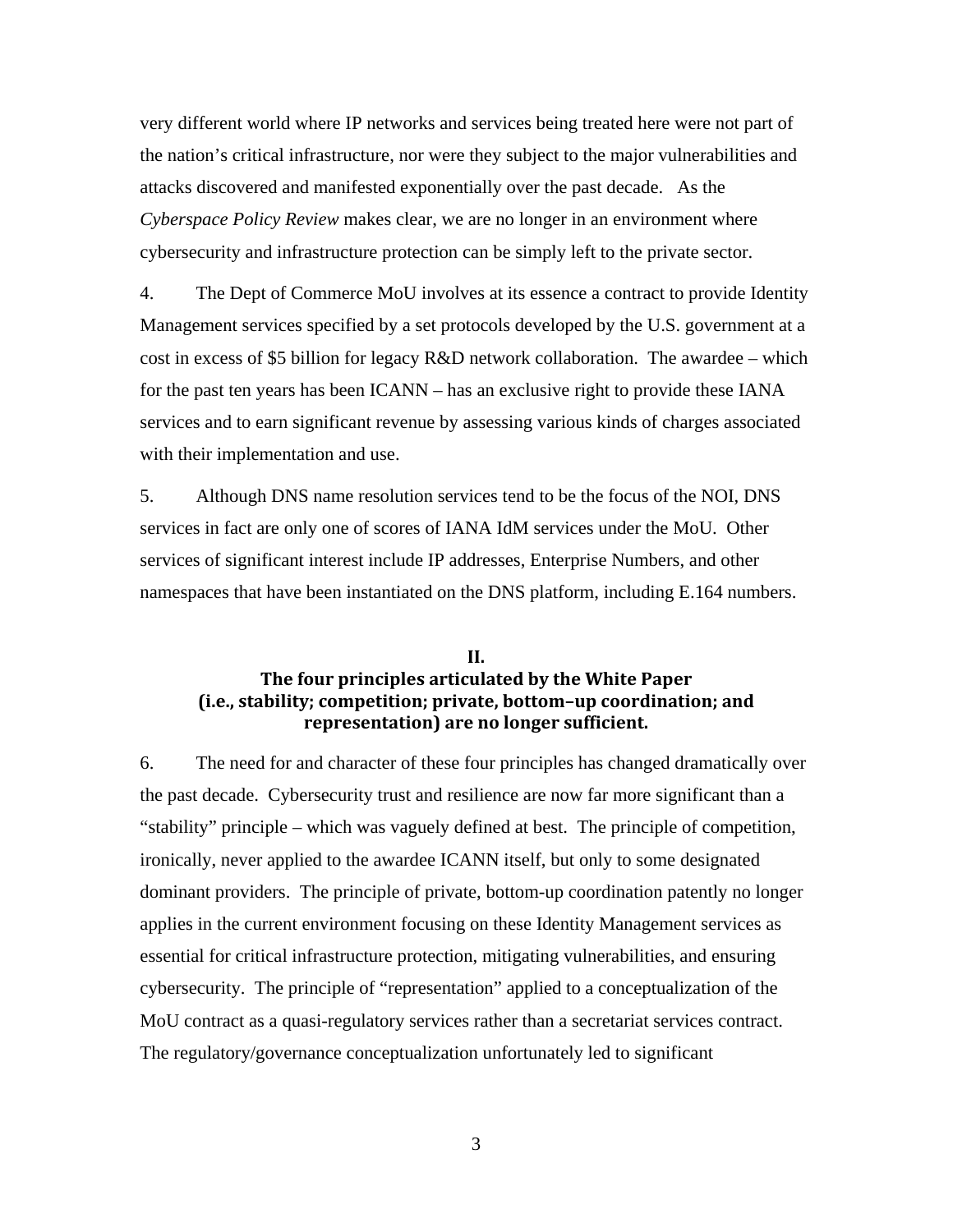very different world where IP networks and services being treated here were not part of the nation's critical infrastructure, nor were they subject to the major vulnerabilities and attacks discovered and manifested exponentially over the past decade. As the *Cyberspace Policy Review* makes clear, we are no longer in an environment where cybersecurity and infrastructure protection can be simply left to the private sector.

4. The Dept of Commerce MoU involves at its essence a contract to provide Identity Management services specified by a set protocols developed by the U.S. government at a cost in excess of $5 billion for legacy R&D network collaboration. The awardee – which for the past ten years has been ICANN – has an exclusive right to provide these IANA services and to earn significant revenue by assessing various kinds of charges associated with their implementation and use.

5. Although DNS name resolution services tend to be the focus of the NOI, DNS services in fact are only one of scores of IANA IdM services under the MoU. Other services of significant interest include IP addresses, Enterprise Numbers, and other namespaces that have been instantiated on the DNS platform, including E.164 numbers.

## II.
## The four principles articulated by the White Paper (i.e., stability; competition; private, bottom–up coordination; and representation) are no longer sufficient.

6. The need for and character of these four principles has changed dramatically over the past decade. Cybersecurity trust and resilience are now far more significant than a "stability" principle – which was vaguely defined at best. The principle of competition, ironically, never applied to the awardee ICANN itself, but only to some designated dominant providers. The principle of private, bottom-up coordination patently no longer applies in the current environment focusing on these Identity Management services as essential for critical infrastructure protection, mitigating vulnerabilities, and ensuring cybersecurity. The principle of "representation" applied to a conceptualization of the MoU contract as a quasi-regulatory services rather than a secretariat services contract. The regulatory/governance conceptualization unfortunately led to significant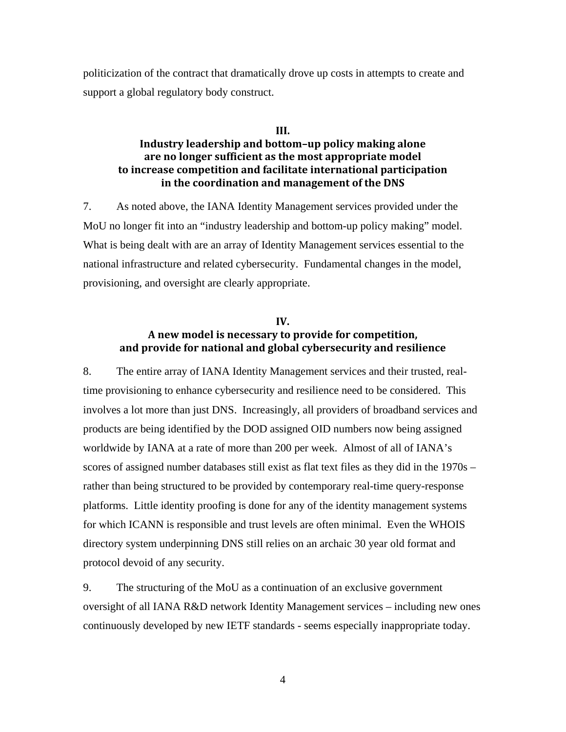politicization of the contract that dramatically drove up costs in attempts to create and support a global regulatory body construct.

## III.
## Industry leadership and bottom–up policy making alone are no longer sufficient as the most appropriate model to increase competition and facilitate international participation in the coordination and management of the DNS

7. As noted above, the IANA Identity Management services provided under the MoU no longer fit into an "industry leadership and bottom-up policy making" model. What is being dealt with are an array of Identity Management services essential to the national infrastructure and related cybersecurity. Fundamental changes in the model, provisioning, and oversight are clearly appropriate.

## IV.
## A new model is necessary to provide for competition, and provide for national and global cybersecurity and resilience

8. The entire array of IANA Identity Management services and their trusted, real-time provisioning to enhance cybersecurity and resilience need to be considered. This involves a lot more than just DNS. Increasingly, all providers of broadband services and products are being identified by the DOD assigned OID numbers now being assigned worldwide by IANA at a rate of more than 200 per week. Almost of all of IANA's scores of assigned number databases still exist as flat text files as they did in the 1970s – rather than being structured to be provided by contemporary real-time query-response platforms. Little identity proofing is done for any of the identity management systems for which ICANN is responsible and trust levels are often minimal. Even the WHOIS directory system underpinning DNS still relies on an archaic 30 year old format and protocol devoid of any security.

9. The structuring of the MoU as a continuation of an exclusive government oversight of all IANA R&D network Identity Management services – including new ones continuously developed by new IETF standards - seems especially inappropriate today.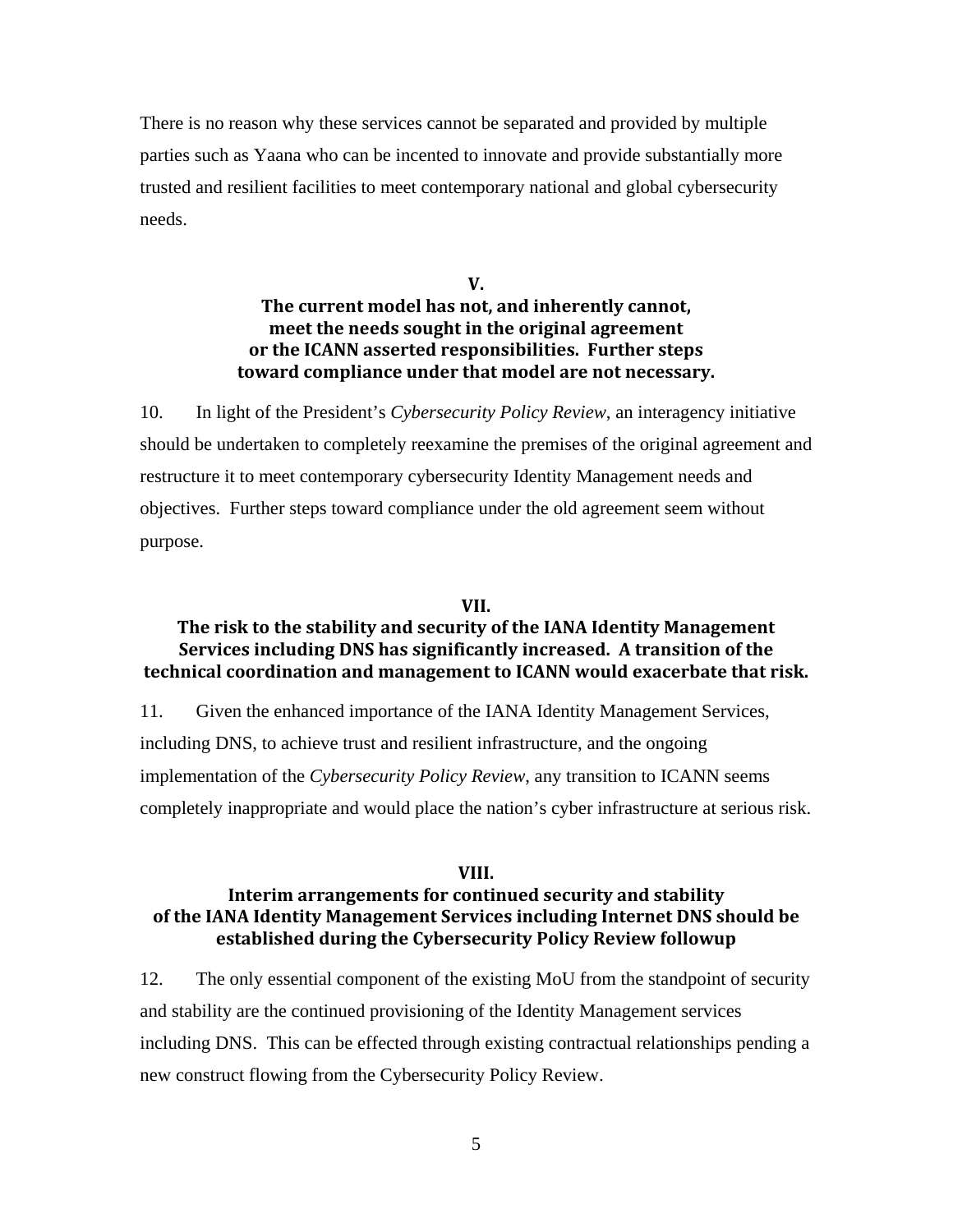There is no reason why these services cannot be separated and provided by multiple parties such as Yaana who can be incented to innovate and provide substantially more trusted and resilient facilities to meet contemporary national and global cybersecurity needs.

## V.
## The current model has not, and inherently cannot, meet the needs sought in the original agreement or the ICANN asserted responsibilities. Further steps toward compliance under that model are not necessary.

10. In light of the President's *Cybersecurity Policy Review*, an interagency initiative should be undertaken to completely reexamine the premises of the original agreement and restructure it to meet contemporary cybersecurity Identity Management needs and objectives. Further steps toward compliance under the old agreement seem without purpose.

## VII.
## The risk to the stability and security of the IANA Identity Management Services including DNS has significantly increased. A transition of the technical coordination and management to ICANN would exacerbate that risk.

11. Given the enhanced importance of the IANA Identity Management Services, including DNS, to achieve trust and resilient infrastructure, and the ongoing implementation of the *Cybersecurity Policy Review*, any transition to ICANN seems completely inappropriate and would place the nation's cyber infrastructure at serious risk.

## VIII.
## Interim arrangements for continued security and stability of the IANA Identity Management Services including Internet DNS should be established during the Cybersecurity Policy Review followup

12. The only essential component of the existing MoU from the standpoint of security and stability are the continued provisioning of the Identity Management services including DNS. This can be effected through existing contractual relationships pending a new construct flowing from the Cybersecurity Policy Review.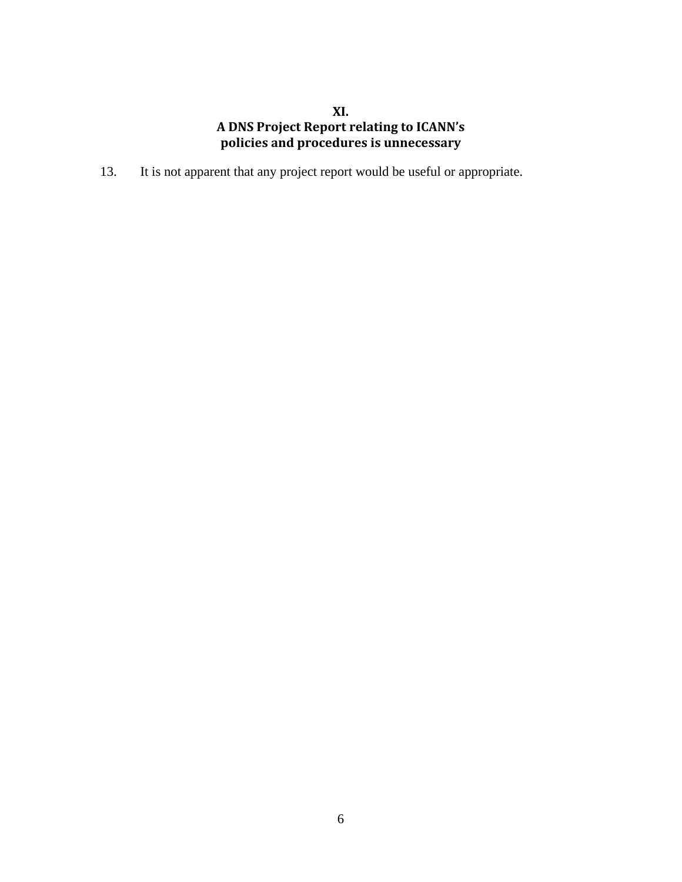## XI.
## A DNS Project Report relating to ICANN's policies and procedures is unnecessary

13. It is not apparent that any project report would be useful or appropriate.